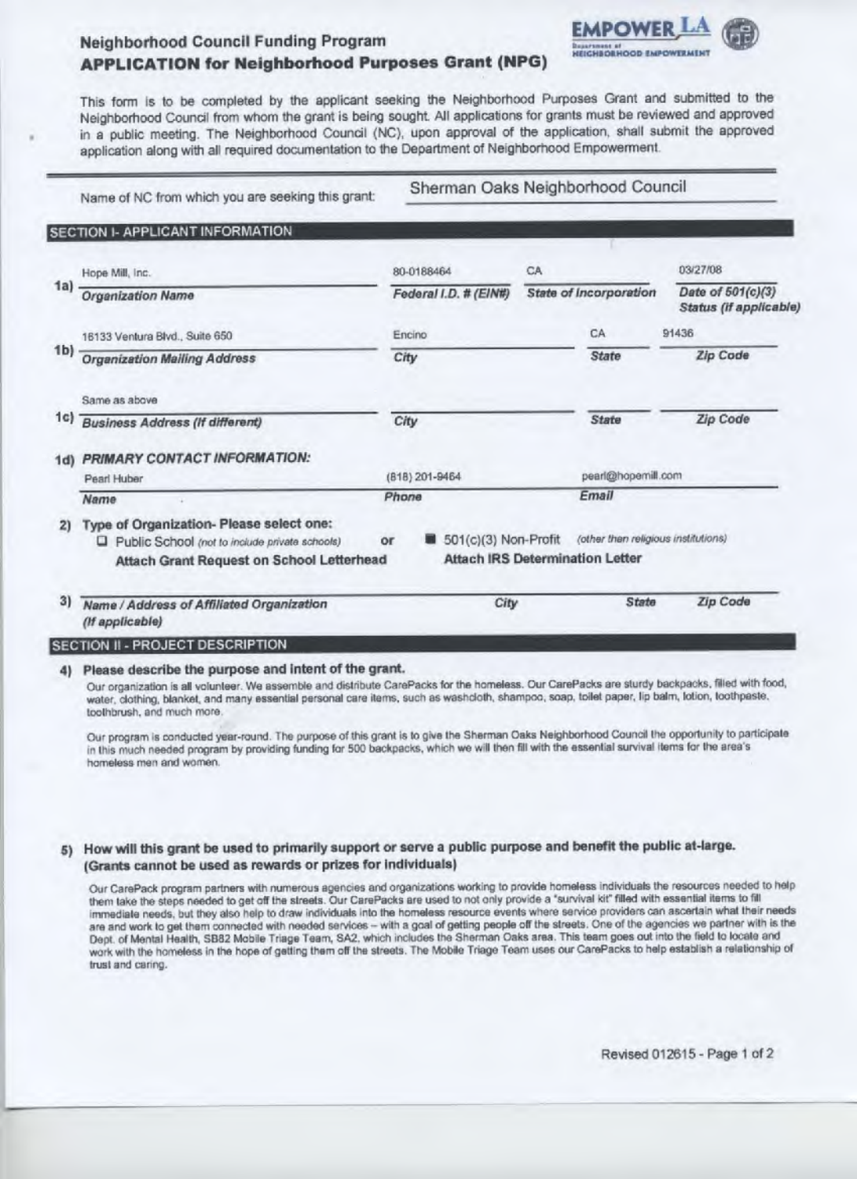# Neighborhood Council Funding Program

## APPLICATION for Neighborhood Purposes Grant (NPG)

EMPOWER LA — Department of Neighborhood Empowerment

This form is to be completed by the applicant seeking the Neighborhood Purposes Grant and submitted to the Neighborhood Council from whom the grant is being sought. All applications for grants must be reviewed and approved in a public meeting. The Neighborhood Council (NC), upon approval of the application, shall submit the approved application along with all required documentation to the Department of Neighborhood Empowerment.

Name of NC from which you are seeking this grant: Sherman Oaks Neighborhood Council

## SECTION I- APPLICANT INFORMATION

**1a)**

| *Organization Name* | *Federal I.D. # (EIN#)* | *State of Incorporation* | *Date of 501(c)(3) Status (If applicable)* |
|---|---|---|---|
| Hope Mill, Inc. | 80-0188464 | CA | 03/27/08 |

**1b)**

| *Organization Mailing Address* | *City* | *State* | *Zip Code* |
|---|---|---|---|
| 16133 Ventura Blvd., Suite 650 | Encino | CA | 91436 |

**1c)**

| *Business Address (If different)* | *City* | *State* | *Zip Code* |
|---|---|---|---|
| Same as above | | | |

**1d) *PRIMARY CONTACT INFORMATION:***

| *Name* | *Phone* | *Email* |
|---|---|---|
| Pearl Huber | (818) 201-9464 | pearl@hopemill.com |

**2) Type of Organization- Please select one:**

- ☐ Public School *(not to include private schools)* — **Attach Grant Request on School Letterhead**
- or
- ■ 501(c)(3) Non-Profit *(other than religious institutions)* — **Attach IRS Determination Letter**

**3)**

| *Name / Address of Affiliated Organization (If applicable)* | *City* | *State* | *Zip Code* |
|---|---|---|---|
| | | | |

## SECTION II - PROJECT DESCRIPTION

**4) Please describe the purpose and intent of the grant.**

Our organization is all volunteer. We assemble and distribute CarePacks for the homeless. Our CarePacks are sturdy backpacks, filled with food, water, clothing, blanket, and many essential personal care items, such as washcloth, shampoo, soap, toilet paper, lip balm, lotion, toothpaste, toothbrush, and much more.

Our program is conducted year-round. The purpose of this grant is to give the Sherman Oaks Neighborhood Council the opportunity to participate in this much needed program by providing funding for 500 backpacks, which we will then fill with the essential survival items for the area's homeless men and women.

**5) How will this grant be used to primarily support or serve a public purpose and benefit the public at-large. (Grants cannot be used as rewards or prizes for individuals)**

Our CarePack program partners with numerous agencies and organizations working to provide homeless individuals the resources needed to help them take the steps needed to get off the streets. Our CarePacks are used to not only provide a "survival kit" filled with essential items to fill immediate needs, but they also help to draw individuals into the homeless resource events where service providers can ascertain what their needs are and work to get them connected with needed services – with a goal of getting people off the streets. One of the agencies we partner with is the Dept. of Mental Health, SB82 Mobile Triage Team, SA2, which includes the Sherman Oaks area. This team goes out into the field to locate and work with the homeless in the hope of getting them off the streets. The Mobile Triage Team uses our CarePacks to help establish a relationship of trust and caring.

Revised 012615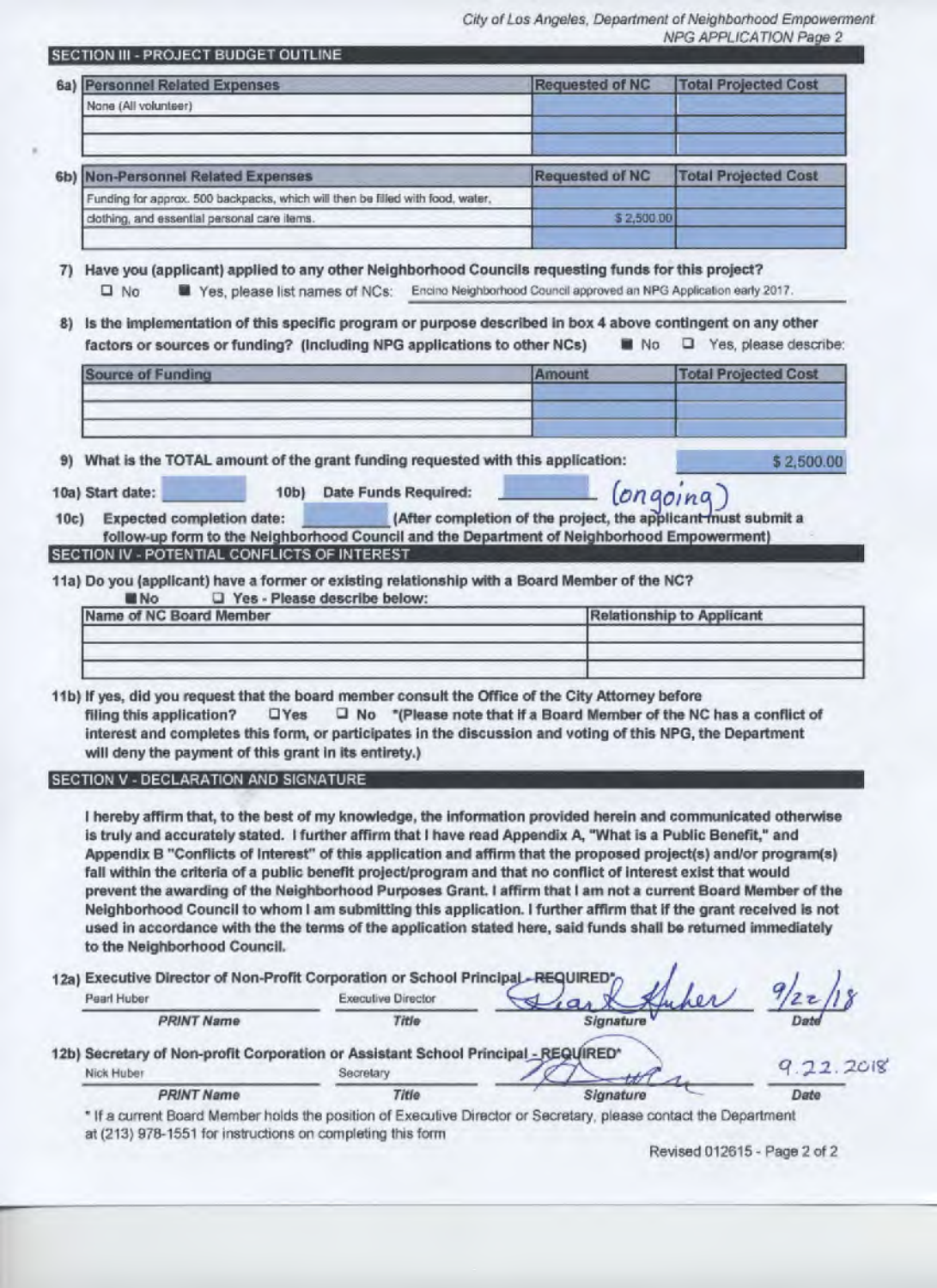## SECTION III - PROJECT BUDGET OUTLINE

**6a)**

| Personnel Related Expenses | Requested of NC | Total Projected Cost |
|---|---|---|
| None (All volunteer) | | |
| | | |
| | | |

**6b)**

| Non-Personnel Related Expenses | Requested of NC | Total Projected Cost |
|---|---|---|
| Funding for approx. 500 backpacks, which will then be filled with food, water, | | |
| clothing, and essential personal care items. | $ 2,500.00 | |
| | | |

**7) Have you (applicant) applied to any other Neighborhood Councils requesting funds for this project?**

☐ No ■ Yes, please list names of NCs: Encino Neighborhood Council approved an NPG Application early 2017.

**8) Is the implementation of this specific program or purpose described in box 4 above contingent on any other factors or sources or funding? (Including NPG applications to other NCs)** ■ No ☐ Yes, please describe:

| Source of Funding | Amount | Total Projected Cost |
|---|---|---|
| | | |
| | | |
| | | |

**9) What is the TOTAL amount of the grant funding requested with this application:** $ 2,500.00

**10a) Start date:** ______ **10b) Date Funds Required:** ______ (ongoing)

**10c) Expected completion date:** ______ **(After completion of the project, the applicant must submit a follow-up form to the Neighborhood Council and the Department of Neighborhood Empowerment)**

## SECTION IV - POTENTIAL CONFLICTS OF INTEREST

**11a) Do you (applicant) have a former or existing relationship with a Board Member of the NC?**

■ No ☐ Yes - Please describe below:

| Name of NC Board Member | Relationship to Applicant |
|---|---|
| | |
| | |
| | |

**11b) If yes, did you request that the board member consult the Office of the City Attorney before filing this application?** ☐ Yes ☐ No **\*(Please note that if a Board Member of the NC has a conflict of interest and completes this form, or participates in the discussion and voting of this NPG, the Department will deny the payment of this grant in its entirety.)**

## SECTION V - DECLARATION AND SIGNATURE

**I hereby affirm that, to the best of my knowledge, the information provided herein and communicated otherwise is truly and accurately stated. I further affirm that I have read Appendix A, "What is a Public Benefit," and Appendix B "Conflicts of Interest" of this application and affirm that the proposed project(s) and/or program(s) fall within the criteria of a public benefit project/program and that no conflict of interest exist that would prevent the awarding of the Neighborhood Purposes Grant. I affirm that I am not a current Board Member of the Neighborhood Council to whom I am submitting this application. I further affirm that if the grant received is not used in accordance with the the terms of the application stated here, said funds shall be returned immediately to the Neighborhood Council.**

**12a) Executive Director of Non-Profit Corporation or School Principal - REQUIRED\***

| PRINT Name | Title | Signature | Date |
|---|---|---|---|
| Pearl Huber | Executive Director | Pearl Huber | 9/22/18 |

**12b) Secretary of Non-profit Corporation or Assistant School Principal - REQUIRED\***

| PRINT Name | Title | Signature | Date |
|---|---|---|---|
| Nick Huber | Secretary | [signature] | 9.22.2018 |

\* If a current Board Member holds the position of Executive Director or Secretary, please contact the Department at (213) 978-1551 for instructions on completing this form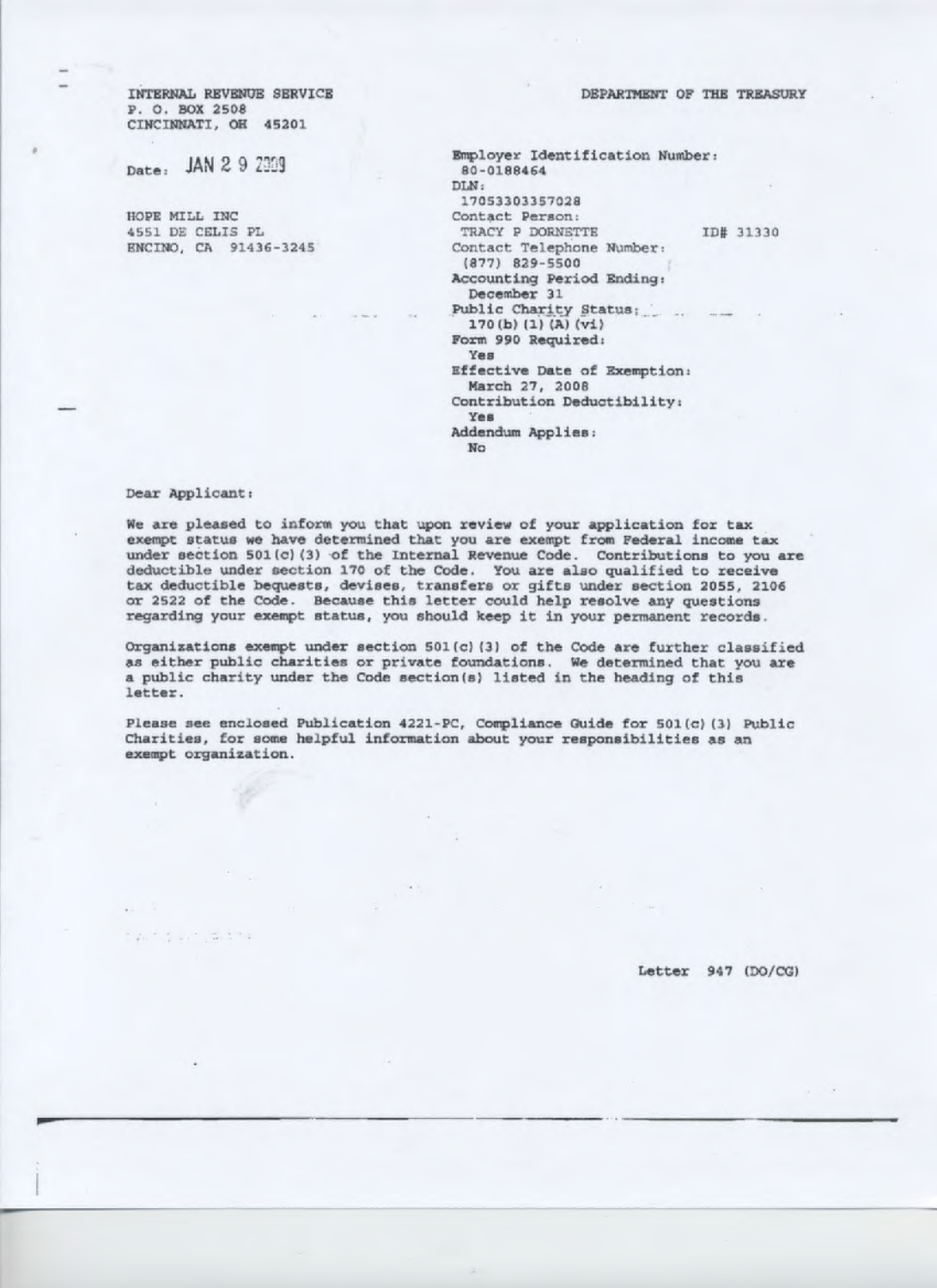INTERNAL REVENUE SERVICE
P. O. BOX 2508
CINCINNATI, OH 45201

DEPARTMENT OF THE TREASURY

Date: JAN 2 9 2009

HOPE MILL INC
4551 DE CELIS PL
ENCINO, CA 91436-3245

Employer Identification Number:
80-0188464
DLN:
17053303357028
Contact Person:
TRACY P DORNETTE ID# 31330
Contact Telephone Number:
(877) 829-5500
Accounting Period Ending:
December 31
Public Charity Status:
170(b)(1)(A)(vi)
Form 990 Required:
Yes
Effective Date of Exemption:
March 27, 2008
Contribution Deductibility:
Yes
Addendum Applies:
No

Dear Applicant:

We are pleased to inform you that upon review of your application for tax exempt status we have determined that you are exempt from Federal income tax under section 501(c)(3) of the Internal Revenue Code. Contributions to you are deductible under section 170 of the Code. You are also qualified to receive tax deductible bequests, devises, transfers or gifts under section 2055, 2106 or 2522 of the Code. Because this letter could help resolve any questions regarding your exempt status, you should keep it in your permanent records.

Organizations exempt under section 501(c)(3) of the Code are further classified as either public charities or private foundations. We determined that you are a public charity under the Code section(s) listed in the heading of this letter.

Please see enclosed Publication 4221-PC, Compliance Guide for 501(c)(3) Public Charities, for some helpful information about your responsibilities as an exempt organization.

Letter 947 (DO/CG)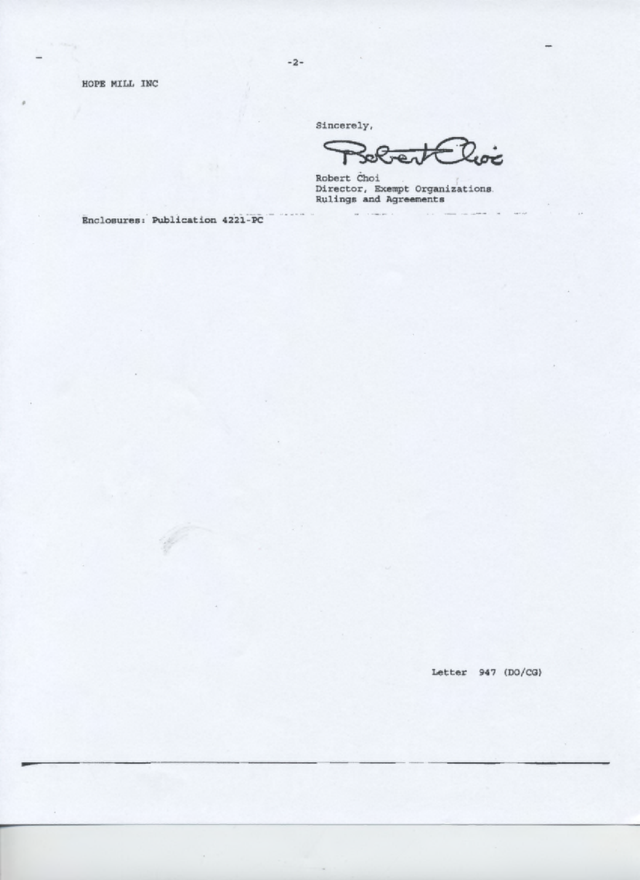HOPE MILL INC

Sincerely,

Robert Choi
Director, Exempt Organizations
Rulings and Agreements

Enclosures: Publication 4221-PC

Letter 947 (DO/CG)